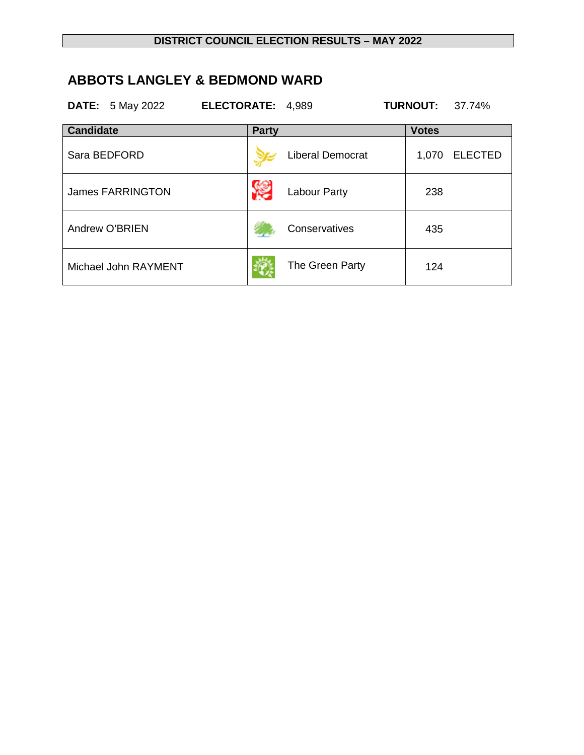# DISTRICT COUNCIL ELECTION RESULTS – MAY 2022

## ABBOTS LANGLEY & BEDMOND WARD

**DATE:** 5 May 2022 **ELECTORATE:** 4,989 **TURNOUT:** 37.74%

| Candidate | Party | Votes |
|---|---|---|
| Sara BEDFORD | Liberal Democrat | 1,070 ELECTED |
| James FARRINGTON | Labour Party | 238 |
| Andrew O'BRIEN | Conservatives | 435 |
| Michael John RAYMENT | The Green Party | 124 |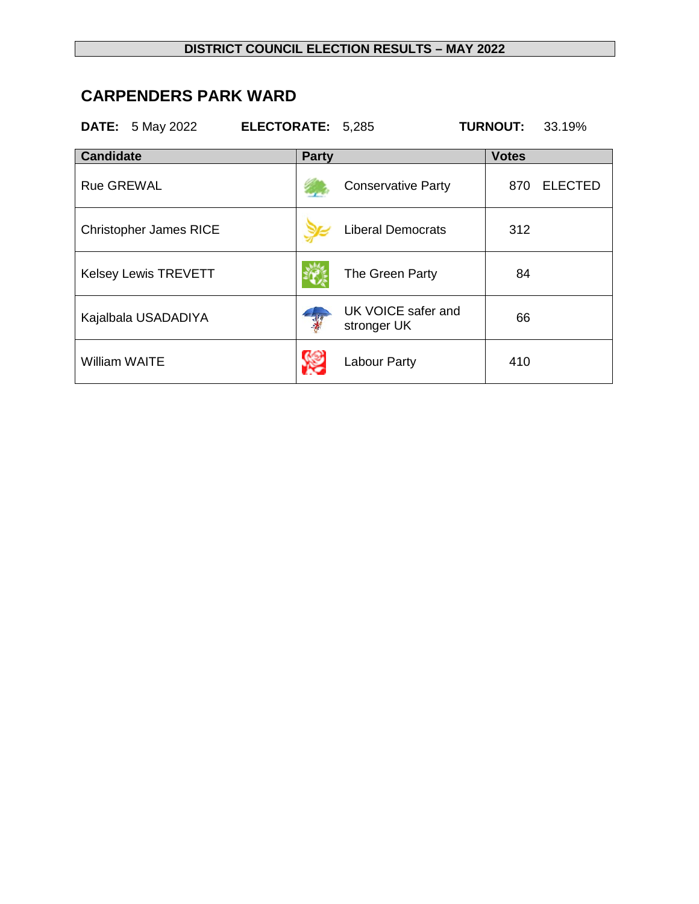## DISTRICT COUNCIL ELECTION RESULTS – MAY 2022

# CARPENDERS PARK WARD

**DATE:** 5 May 2022 **ELECTORATE:** 5,285 **TURNOUT:** 33.19%

| Candidate | Party | Votes |
|---|---|---|
| Rue GREWAL | Conservative Party | 870 ELECTED |
| Christopher James RICE | Liberal Democrats | 312 |
| Kelsey Lewis TREVETT | The Green Party | 84 |
| Kajalbala USADADIYA | UK VOICE safer and stronger UK | 66 |
| William WAITE | Labour Party | 410 |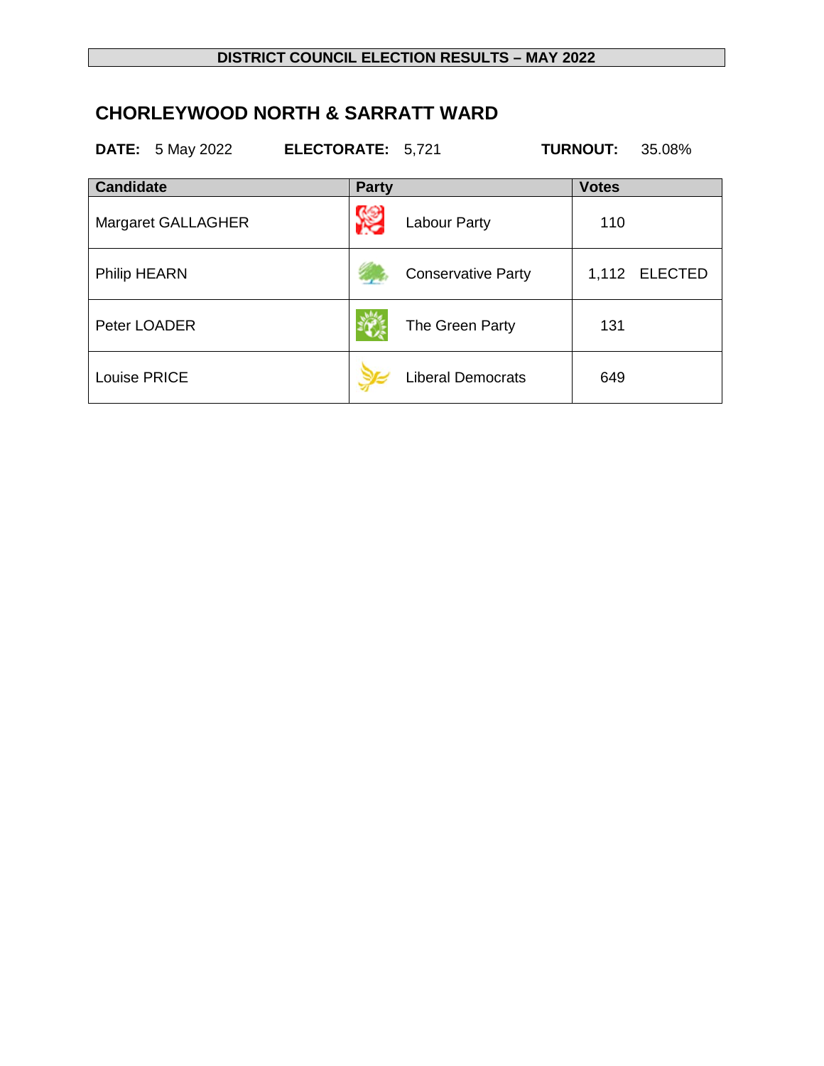**DISTRICT COUNCIL ELECTION RESULTS – MAY 2022**

## CHORLEYWOOD NORTH & SARRATT WARD

**DATE:** 5 May 2022 **ELECTORATE:** 5,721 **TURNOUT:** 35.08%

| Candidate | Party | Votes |
|---|---|---|
| Margaret GALLAGHER | Labour Party | 110 |
| Philip HEARN | Conservative Party | 1,112 ELECTED |
| Peter LOADER | The Green Party | 131 |
| Louise PRICE | Liberal Democrats | 649 |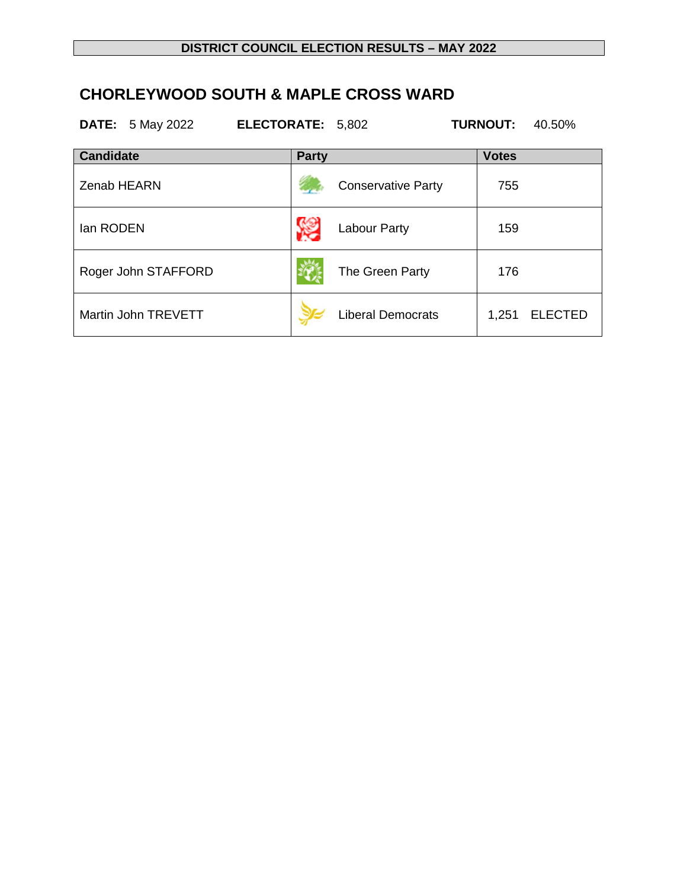**DISTRICT COUNCIL ELECTION RESULTS – MAY 2022**

## CHORLEYWOOD SOUTH & MAPLE CROSS WARD

**DATE:** 5 May 2022 **ELECTORATE:** 5,802 **TURNOUT:** 40.50%

| Candidate | Party | Votes |
|---|---|---|
| Zenab HEARN | Conservative Party | 755 |
| Ian RODEN | Labour Party | 159 |
| Roger John STAFFORD | The Green Party | 176 |
| Martin John TREVETT | Liberal Democrats | 1,251 ELECTED |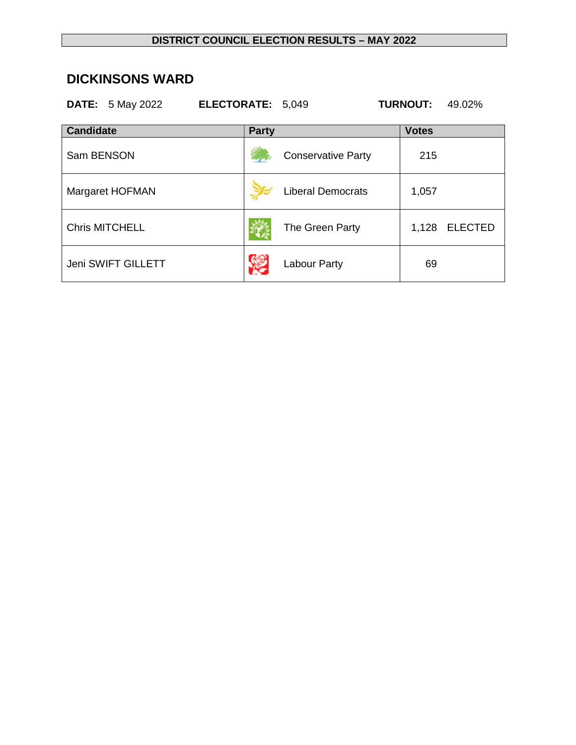**DISTRICT COUNCIL ELECTION RESULTS – MAY 2022**

## DICKINSONS WARD

**DATE:** 5 May 2022 **ELECTORATE:** 5,049 **TURNOUT:** 49.02%

| Candidate | Party | Votes |
| --- | --- | --- |
| Sam BENSON | Conservative Party | 215 |
| Margaret HOFMAN | Liberal Democrats | 1,057 |
| Chris MITCHELL | The Green Party | 1,128 ELECTED |
| Jeni SWIFT GILLETT | Labour Party | 69 |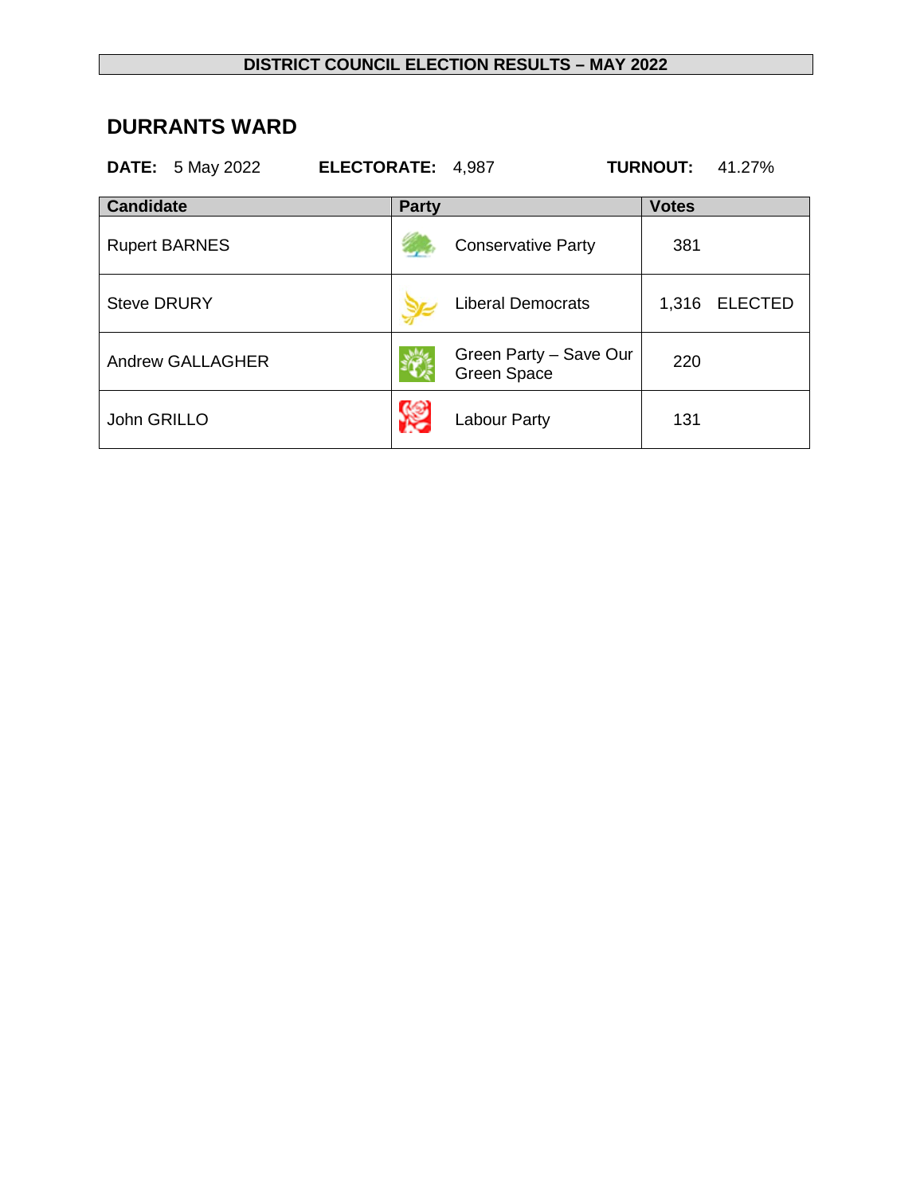**DISTRICT COUNCIL ELECTION RESULTS – MAY 2022**

## DURRANTS WARD

**DATE:** 5 May 2022 **ELECTORATE:** 4,987 **TURNOUT:** 41.27%

| Candidate | Party | Votes |
| --- | --- | --- |
| Rupert BARNES | Conservative Party | 381 |
| Steve DRURY | Liberal Democrats | 1,316 ELECTED |
| Andrew GALLAGHER | Green Party – Save Our Green Space | 220 |
| John GRILLO | Labour Party | 131 |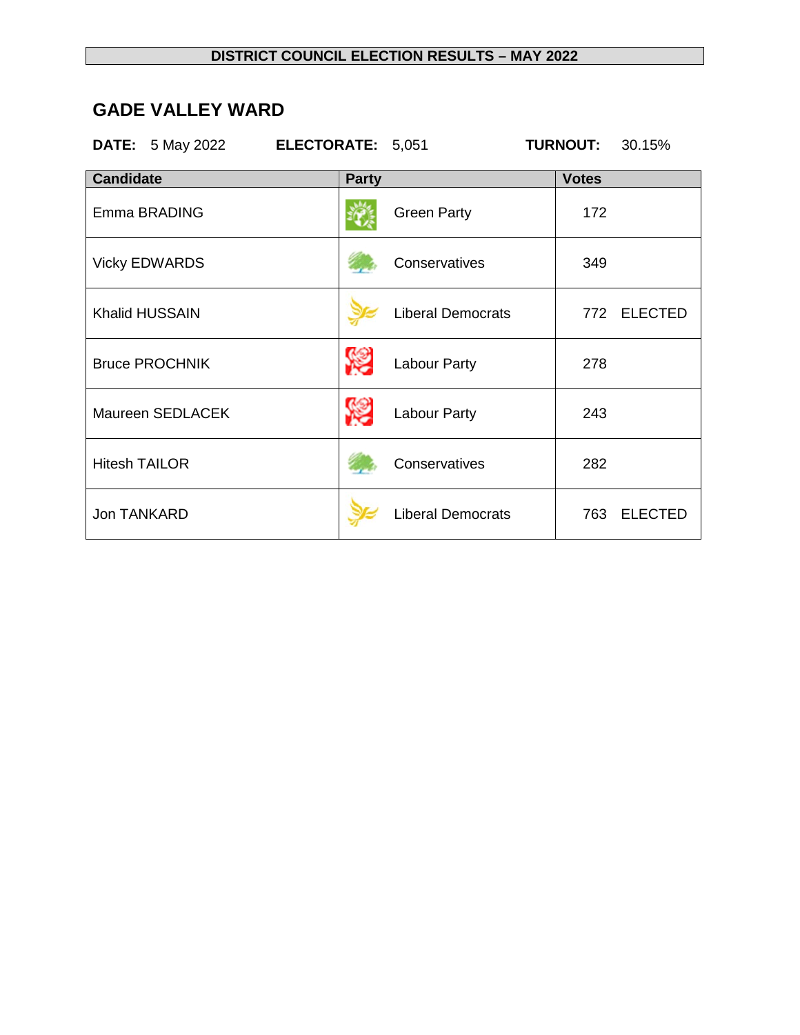**DISTRICT COUNCIL ELECTION RESULTS – MAY 2022**

## GADE VALLEY WARD

**DATE:** 5 May 2022 **ELECTORATE:** 5,051 **TURNOUT:** 30.15%

| Candidate | Party | Votes |
|---|---|---|
| Emma BRADING | Green Party | 172 |
| Vicky EDWARDS | Conservatives | 349 |
| Khalid HUSSAIN | Liberal Democrats | 772 ELECTED |
| Bruce PROCHNIK | Labour Party | 278 |
| Maureen SEDLACEK | Labour Party | 243 |
| Hitesh TAILOR | Conservatives | 282 |
| Jon TANKARD | Liberal Democrats | 763 ELECTED |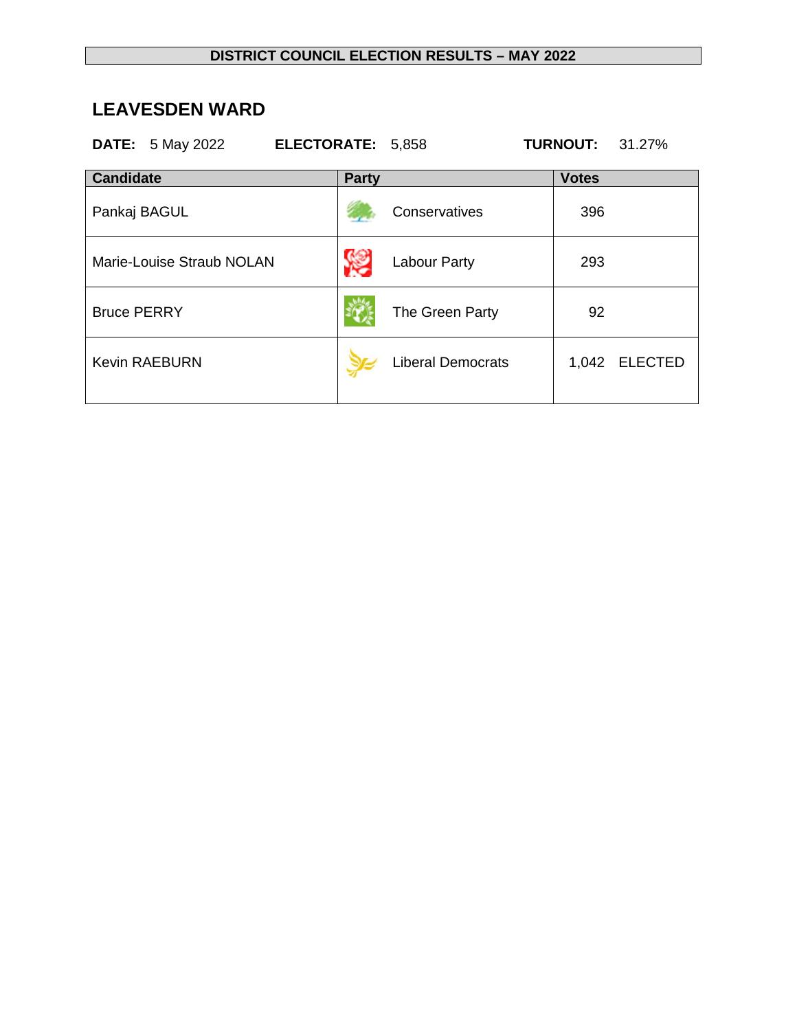**DISTRICT COUNCIL ELECTION RESULTS – MAY 2022**

## LEAVESDEN WARD

**DATE:** 5 May 2022 **ELECTORATE:** 5,858 **TURNOUT:** 31.27%

| Candidate | Party | Votes |
|---|---|---|
| Pankaj BAGUL | Conservatives | 396 |
| Marie-Louise Straub NOLAN | Labour Party | 293 |
| Bruce PERRY | The Green Party | 92 |
| Kevin RAEBURN | Liberal Democrats | 1,042 ELECTED |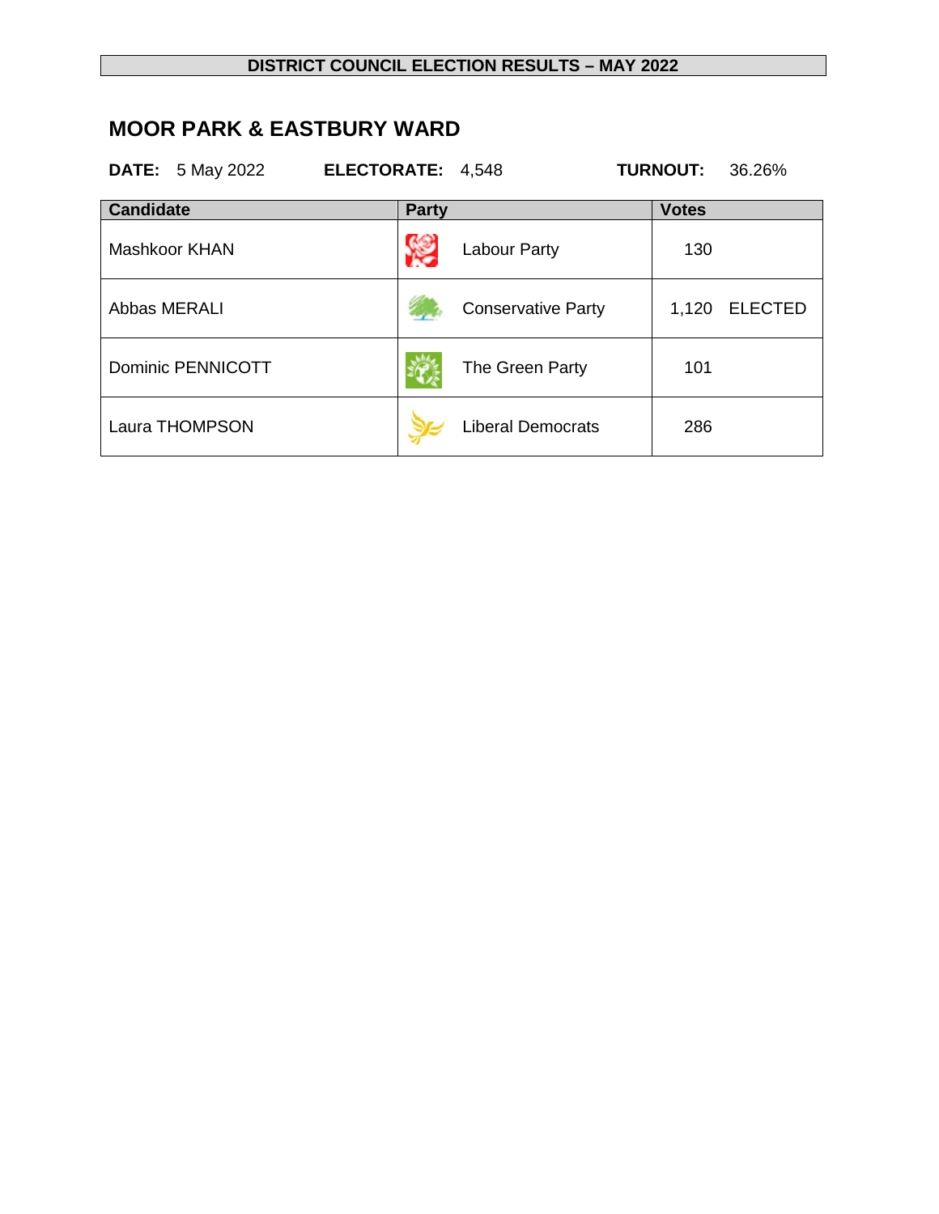**DISTRICT COUNCIL ELECTION RESULTS – MAY 2022**

## MOOR PARK & EASTBURY WARD

**DATE:** 5 May 2022 **ELECTORATE:** 4,548 **TURNOUT:** 36.26%

| Candidate | Party | Votes |
|---|---|---|
| Mashkoor KHAN | Labour Party | 130 |
| Abbas MERALI | Conservative Party | 1,120 ELECTED |
| Dominic PENNICOTT | The Green Party | 101 |
| Laura THOMPSON | Liberal Democrats | 286 |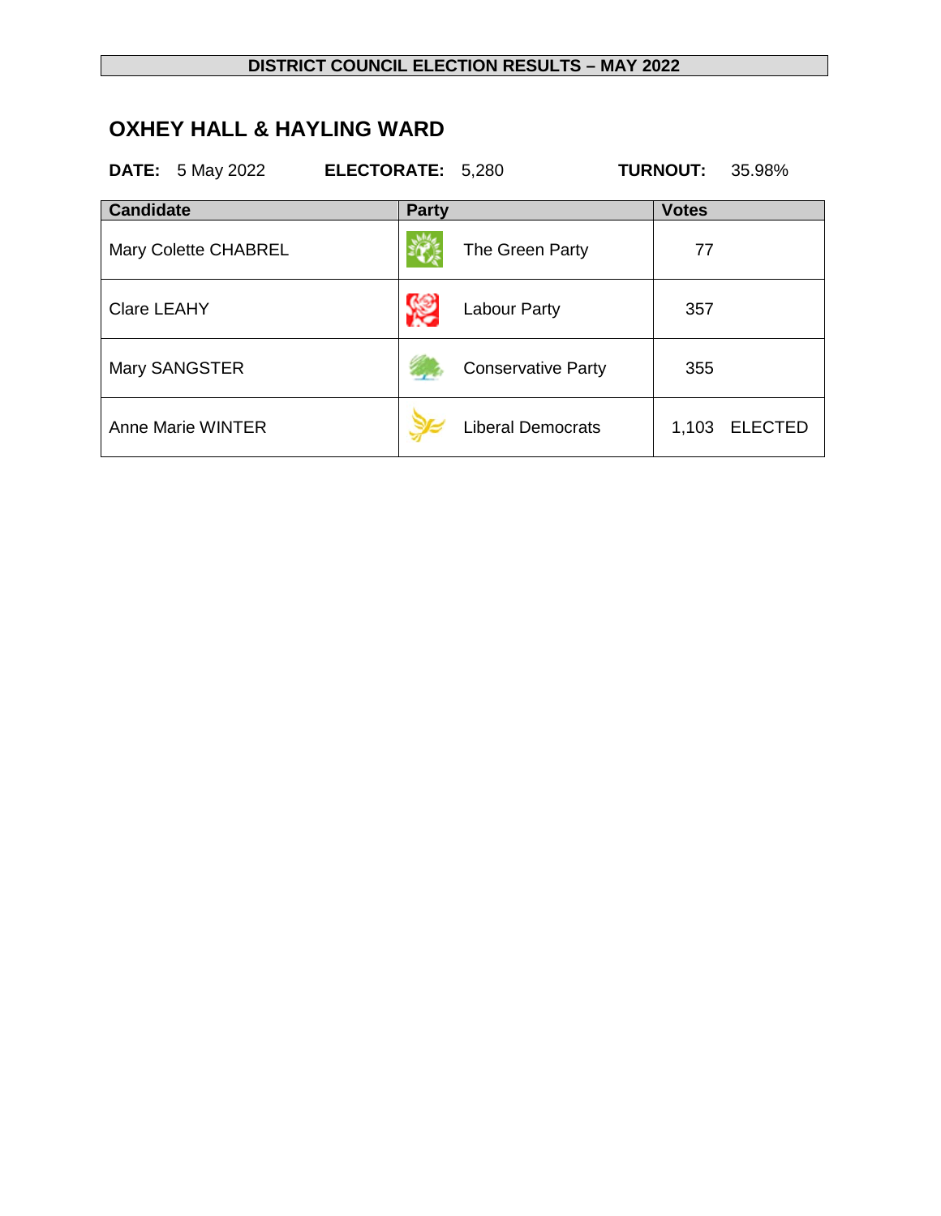**DISTRICT COUNCIL ELECTION RESULTS – MAY 2022**

## OXHEY HALL & HAYLING WARD

**DATE:** 5 May 2022 **ELECTORATE:** 5,280 **TURNOUT:** 35.98%

| Candidate | Party | Votes |
|---|---|---|
| Mary Colette CHABREL | The Green Party | 77 |
| Clare LEAHY | Labour Party | 357 |
| Mary SANGSTER | Conservative Party | 355 |
| Anne Marie WINTER | Liberal Democrats | 1,103 ELECTED |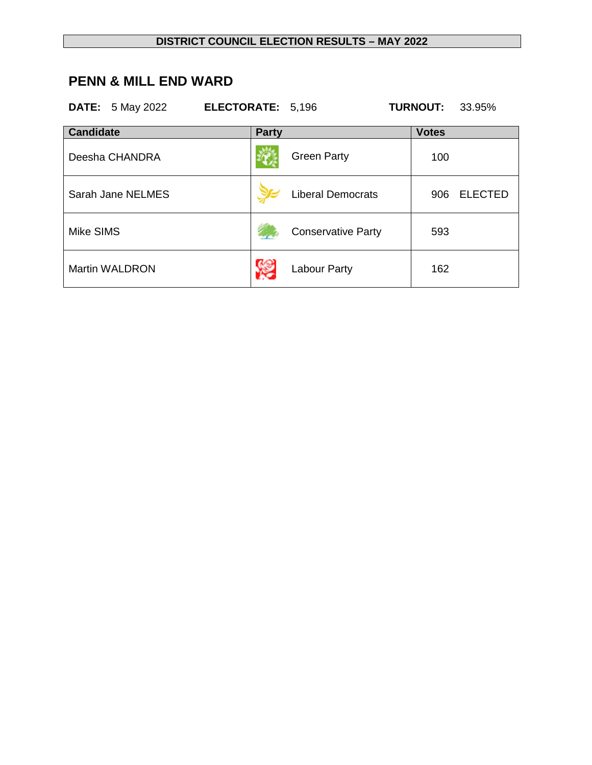**DISTRICT COUNCIL ELECTION RESULTS – MAY 2022**

## PENN & MILL END WARD

**DATE:** 5 May 2022 **ELECTORATE:** 5,196 **TURNOUT:** 33.95%

| Candidate | Party | Votes |
| --- | --- | --- |
| Deesha CHANDRA | Green Party | 100 |
| Sarah Jane NELMES | Liberal Democrats | 906 ELECTED |
| Mike SIMS | Conservative Party | 593 |
| Martin WALDRON | Labour Party | 162 |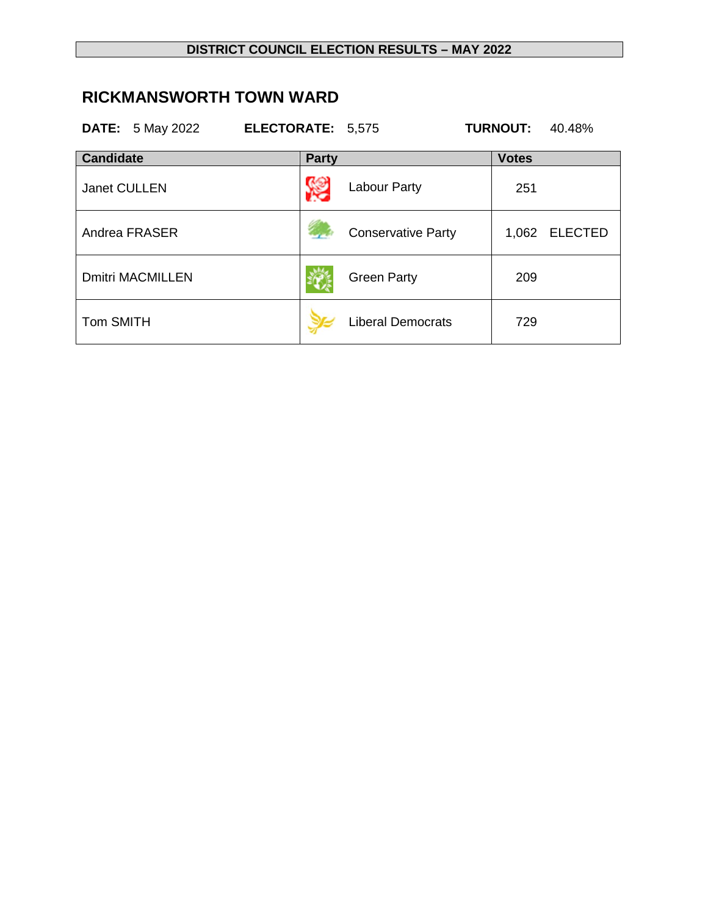**DISTRICT COUNCIL ELECTION RESULTS – MAY 2022**

## RICKMANSWORTH TOWN WARD

**DATE:** 5 May 2022 **ELECTORATE:** 5,575 **TURNOUT:** 40.48%

| Candidate | Party | Votes |
| --- | --- | --- |
| Janet CULLEN | Labour Party | 251 |
| Andrea FRASER | Conservative Party | 1,062 ELECTED |
| Dmitri MACMILLEN | Green Party | 209 |
| Tom SMITH | Liberal Democrats | 729 |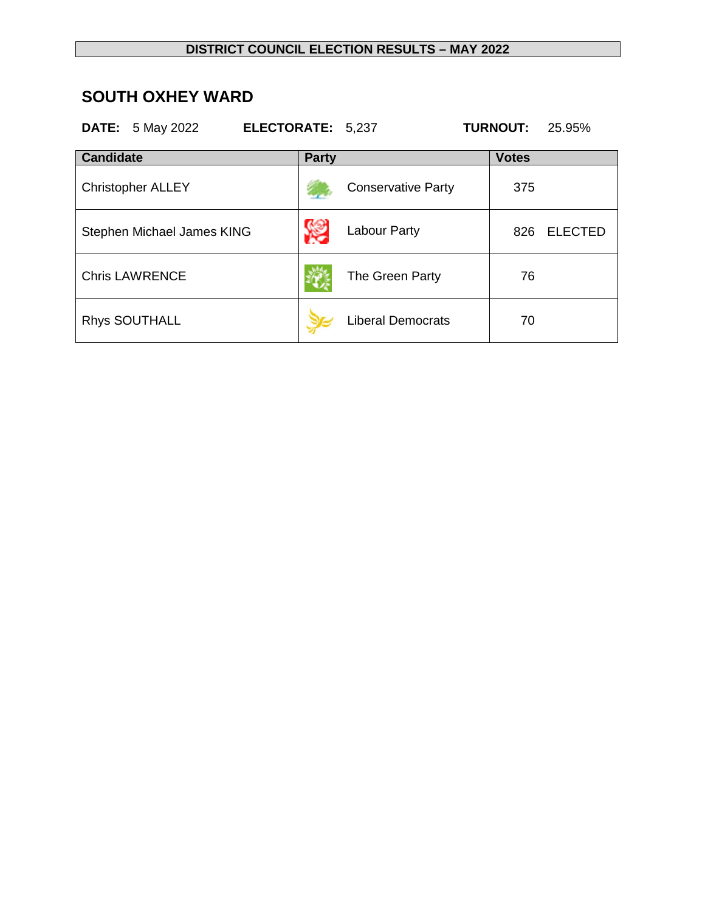# DISTRICT COUNCIL ELECTION RESULTS – MAY 2022

## SOUTH OXHEY WARD

**DATE:** 5 May 2022 **ELECTORATE:** 5,237 **TURNOUT:** 25.95%

| Candidate | Party | Votes |
| --- | --- | --- |
| Christopher ALLEY | Conservative Party | 375 |
| Stephen Michael James KING | Labour Party | 826 ELECTED |
| Chris LAWRENCE | The Green Party | 76 |
| Rhys SOUTHALL | Liberal Democrats | 70 |